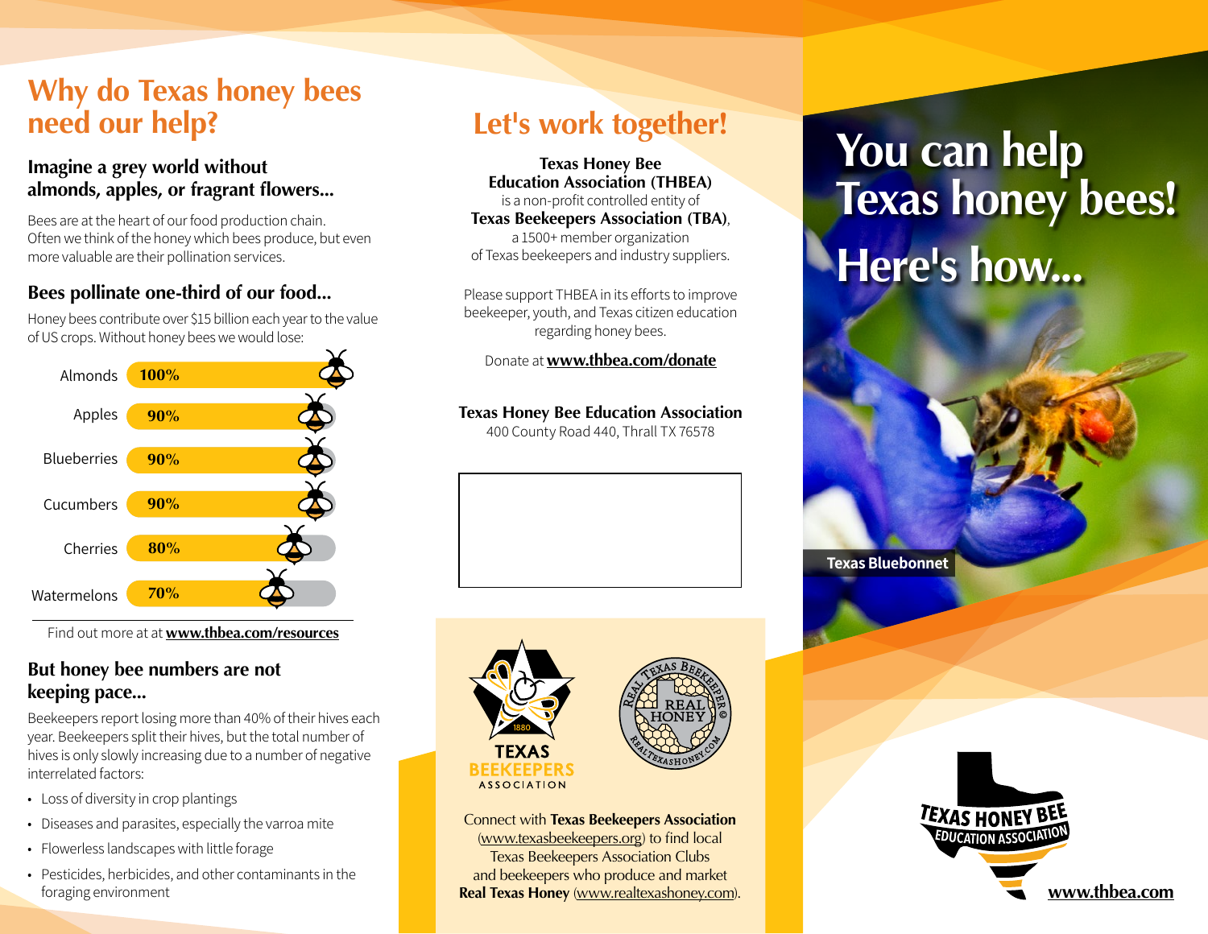# Why do Texas honey bees need our help?

### Imagine a grey world without almonds, apples, or fragrant flowers...

Bees are at the heart of our food production chain. Often we think of the honey which bees produce, but even more valuable are their pollination services.

### Bees pollinate one-third of our food...

Honey bees contribute over $15 billion each year to the value of US crops. Without honey bees we would lose:

| Crop | Loss |
|---|---|
| Almonds | 100% |
| Apples | 90% |
| Blueberries | 90% |
| Cucumbers | 90% |
| Cherries | 80% |
| Watermelons | 70% |

Find out more at at **www.thbea.com/resources**

### But honey bee numbers are not keeping pace...

Beekeepers report losing more than 40% of their hives each year. Beekeepers split their hives, but the total number of hives is only slowly increasing due to a number of negative interrelated factors:

- Loss of diversity in crop plantings
- Diseases and parasites, especially the varroa mite
- Flowerless landscapes with little forage
- Pesticides, herbicides, and other contaminants in the foraging environment

# Let's work together!

**Texas Honey Bee Education Association (THBEA)** is a non-profit controlled entity of **Texas Beekeepers Association (TBA)**, a 1500+ member organization of Texas beekeepers and industry suppliers.

Please support THBEA in its efforts to improve beekeeper, youth, and Texas citizen education regarding honey bees.

Donate at **www.thbea.com/donate**

**Texas Honey Bee Education Association**
400 County Road 440, Thrall TX 76578

TEXAS BEEKEEPERS ASSOCIATION 1880

REAL TEXAS BEEKEEPER REAL HONEY REALTEXASHONEY.COM

Connect with **Texas Beekeepers Association** (www.texasbeekeepers.org) to find local Texas Beekeepers Association Clubs and beekeepers who produce and market **Real Texas Honey** (www.realtexashoney.com).

# You can help Texas honey bees! Here's how...

Texas Bluebonnet

TEXAS HONEY BEE EDUCATION ASSOCIATION

**www.thbea.com**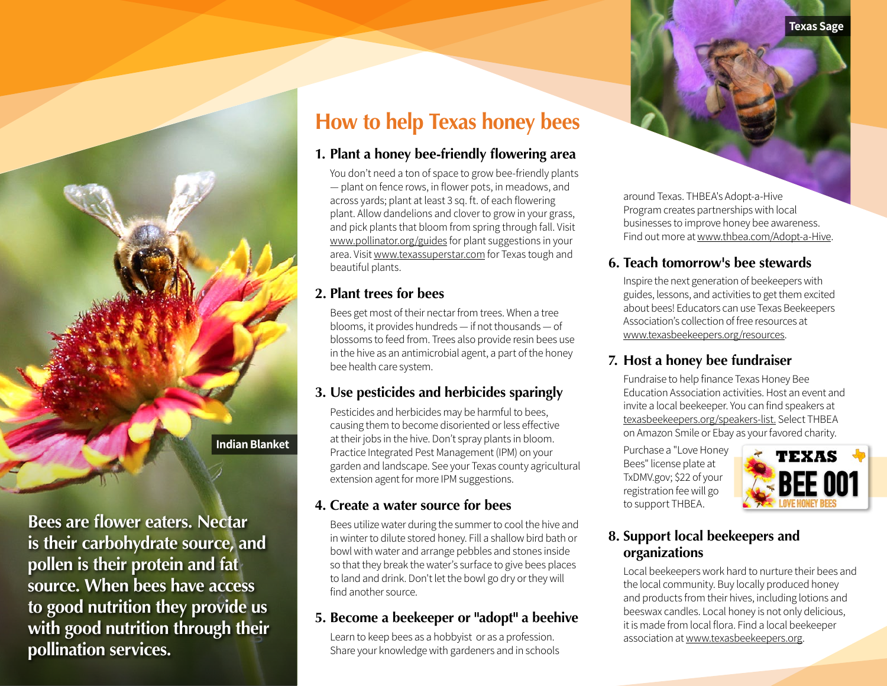Indian Blanket

**Bees are flower eaters. Nectar is their carbohydrate source, and pollen is their protein and fat source. When bees have access to good nutrition they provide us with good nutrition through their pollination services.**

# How to help Texas honey bees

## 1. Plant a honey bee-friendly flowering area

You don't need a ton of space to grow bee-friendly plants — plant on fence rows, in flower pots, in meadows, and across yards; plant at least 3 sq. ft. of each flowering plant. Allow dandelions and clover to grow in your grass, and pick plants that bloom from spring through fall. Visit www.pollinator.org/guides for plant suggestions in your area. Visit www.texassuperstar.com for Texas tough and beautiful plants.

## 2. Plant trees for bees

Bees get most of their nectar from trees. When a tree blooms, it provides hundreds — if not thousands — of blossoms to feed from. Trees also provide resin bees use in the hive as an antimicrobial agent, a part of the honey bee health care system.

## 3. Use pesticides and herbicides sparingly

Pesticides and herbicides may be harmful to bees, causing them to become disoriented or less effective at their jobs in the hive. Don't spray plants in bloom. Practice Integrated Pest Management (IPM) on your garden and landscape. See your Texas county agricultural extension agent for more IPM suggestions.

## 4. Create a water source for bees

Bees utilize water during the summer to cool the hive and in winter to dilute stored honey. Fill a shallow bird bath or bowl with water and arrange pebbles and stones inside so that they break the water's surface to give bees places to land and drink. Don't let the bowl go dry or they will find another source.

## 5. Become a beekeeper or "adopt" a beehive

Learn to keep bees as a hobbyist or as a profession. Share your knowledge with gardeners and in schools around Texas. THBEA's Adopt-a-Hive Program creates partnerships with local businesses to improve honey bee awareness. Find out more at www.thbea.com/Adopt-a-Hive.

Texas Sage

## 6. Teach tomorrow's bee stewards

Inspire the next generation of beekeepers with guides, lessons, and activities to get them excited about bees! Educators can use Texas Beekeepers Association's collection of free resources at www.texasbeekeepers.org/resources.

## 7. Host a honey bee fundraiser

Fundraise to help finance Texas Honey Bee Education Association activities. Host an event and invite a local beekeeper. You can find speakers at texasbeekeepers.org/speakers-list. Select THBEA on Amazon Smile or Ebay as your favored charity.

Purchase a "Love Honey Bees" license plate at TxDMV.gov; $22 of your registration fee will go to support THBEA.

TEXAS
BEE 001
LOVE HONEY BEES

## 8. Support local beekeepers and organizations

Local beekeepers work hard to nurture their bees and the local community. Buy locally produced honey and products from their hives, including lotions and beeswax candles. Local honey is not only delicious, it is made from local flora. Find a local beekeeper association at www.texasbeekeepers.org.